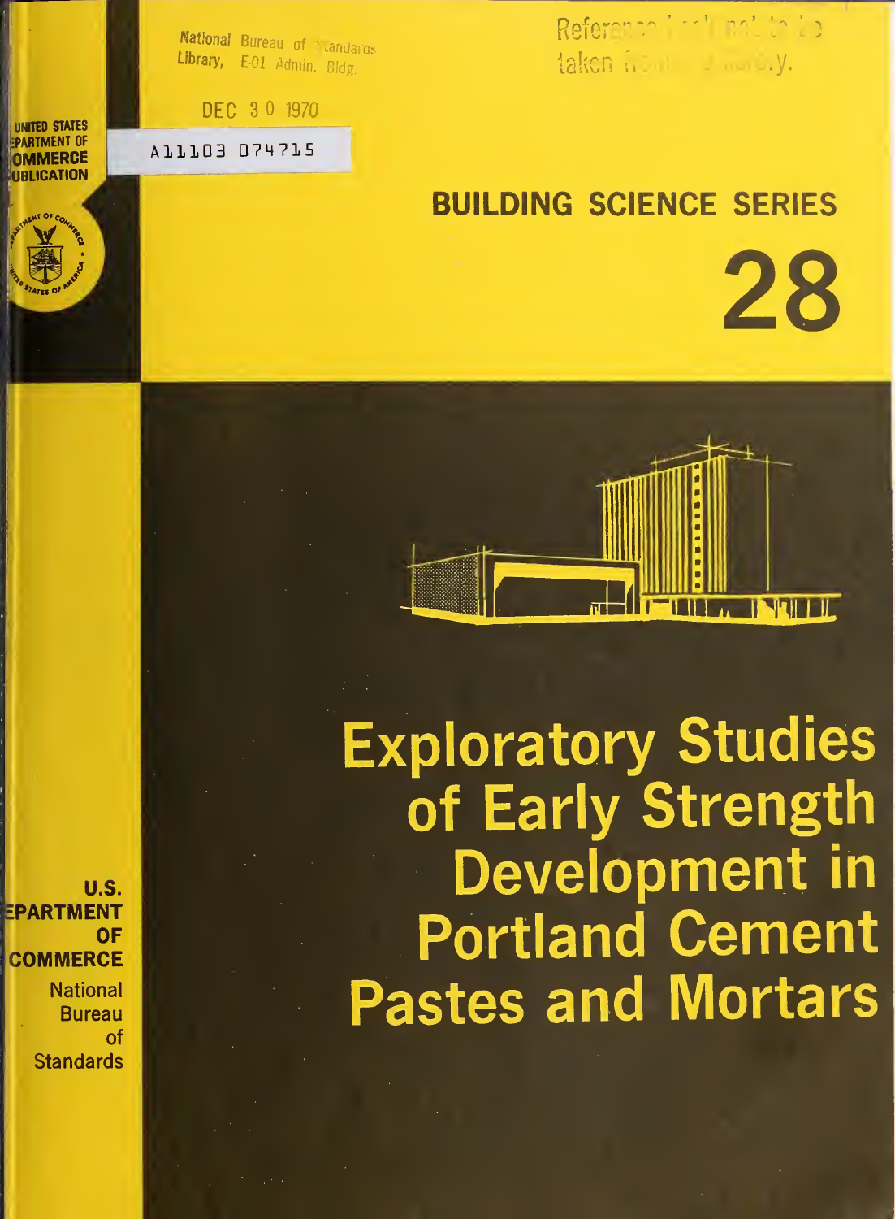National Bureau of Standards
Library, E-01 Admin. Bldg.

DEC 30 1970

A11103 074715

Reference book not to be taken from the library.

UNITED STATES
DEPARTMENT OF
COMMERCE
PUBLICATION

# BUILDING SCIENCE SERIES

# 28

# Exploratory Studies of Early Strength Development in Portland Cement Pastes and Mortars

U.S.
DEPARTMENT
OF
COMMERCE

National
Bureau
of
Standards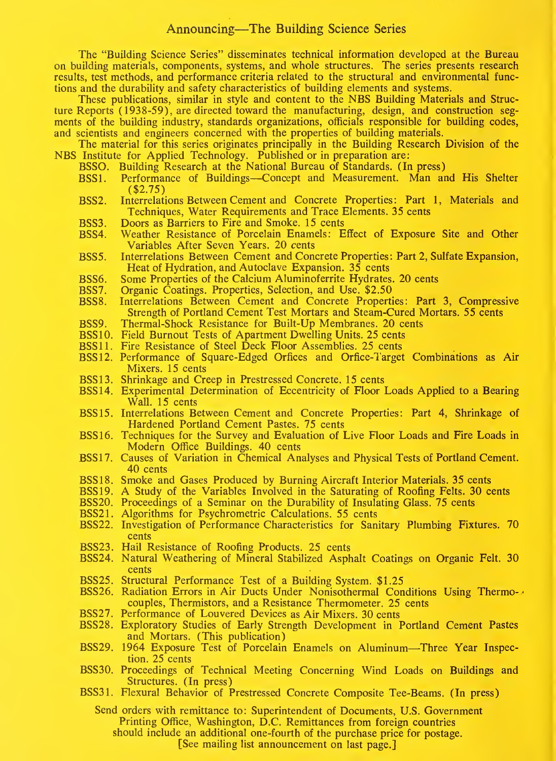## Announcing—The Building Science Series

The "Building Science Series" disseminates technical information developed at the Bureau on building materials, components, systems, and whole structures. The series presents research results, test methods, and performance criteria related to the structural and environmental functions and the durability and safety characteristics of building elements and systems.

These publications, similar in style and content to the NBS Building Materials and Structure Reports (1938-59), are directed toward the manufacturing, design, and construction segments of the building industry, standards organizations, officials responsible for building codes, and scientists and engineers concerned with the properties of building materials.

The material for this series originates principally in the Building Research Division of the NBS Institute for Applied Technology. Published or in preparation are:

- BSS0. Building Research at the National Bureau of Standards. (In press)
- BSS1. Performance of Buildings—Concept and Measurement. Man and His Shelter ($2.75)
- BSS2. Interrelations Between Cement and Concrete Properties: Part 1, Materials and Techniques, Water Requirements and Trace Elements. 35 cents
- BSS3. Doors as Barriers to Fire and Smoke. 15 cents
- BSS4. Weather Resistance of Porcelain Enamels: Effect of Exposure Site and Other Variables After Seven Years. 20 cents
- BSS5. Interrelations Between Cement and Concrete Properties: Part 2, Sulfate Expansion, Heat of Hydration, and Autoclave Expansion. 35 cents
- BSS6. Some Properties of the Calcium Aluminoferrite Hydrates. 20 cents
- BSS7. Organic Coatings. Properties, Selection, and Use. $2.50
- BSS8. Interrelations Between Cement and Concrete Properties: Part 3, Compressive Strength of Portland Cement Test Mortars and Steam-Cured Mortars. 55 cents
- BSS9. Thermal-Shock Resistance for Built-Up Membranes. 20 cents
- BSS10. Field Burnout Tests of Apartment Dwelling Units. 25 cents
- BSS11. Fire Resistance of Steel Deck Floor Assemblies. 25 cents
- BSS12. Performance of Square-Edged Orfices and Orfice-Target Combinations as Air Mixers. 15 cents
- BSS13. Shrinkage and Creep in Prestressed Concrete. 15 cents
- BSS14. Experimental Determination of Eccentricity of Floor Loads Applied to a Bearing Wall. 15 cents
- BSS15. Interrelations Between Cement and Concrete Properties: Part 4, Shrinkage of Hardened Portland Cement Pastes. 75 cents
- BSS16. Techniques for the Survey and Evaluation of Live Floor Loads and Fire Loads in Modern Office Buildings. 40 cents
- BSS17. Causes of Variation in Chemical Analyses and Physical Tests of Portland Cement. 40 cents
- BSS18. Smoke and Gases Produced by Burning Aircraft Interior Materials. 35 cents
- BSS19. A Study of the Variables Involved in the Saturating of Roofing Felts. 30 cents
- BSS20. Proceedings of a Seminar on the Durability of Insulating Glass. 75 cents
- BSS21. Algorithms for Psychrometric Calculations. 55 cents
- BSS22. Investigation of Performance Characteristics for Sanitary Plumbing Fixtures. 70 cents
- BSS23. Hail Resistance of Roofing Products. 25 cents
- BSS24. Natural Weathering of Mineral Stabilized Asphalt Coatings on Organic Felt. 30 cents
- BSS25. Structural Performance Test of a Building System. $1.25
- BSS26. Radiation Errors in Air Ducts Under Nonisothermal Conditions Using Thermocouples, Thermistors, and a Resistance Thermometer. 25 cents
- BSS27. Performance of Louvered Devices as Air Mixers. 30 cents
- BSS28. Exploratory Studies of Early Strength Development in Portland Cement Pastes and Mortars. (This publication)
- BSS29. 1964 Exposure Test of Porcelain Enamels on Aluminum—Three Year Inspection. 25 cents
- BSS30. Proceedings of Technical Meeting Concerning Wind Loads on Buildings and Structures. (In press)
- BSS31. Flexural Behavior of Prestressed Concrete Composite Tee-Beams. (In press)

Send orders with remittance to: Superintendent of Documents, U.S. Government Printing Office, Washington, D.C. Remittances from foreign countries should include an additional one-fourth of the purchase price for postage.

[See mailing list announcement on last page.]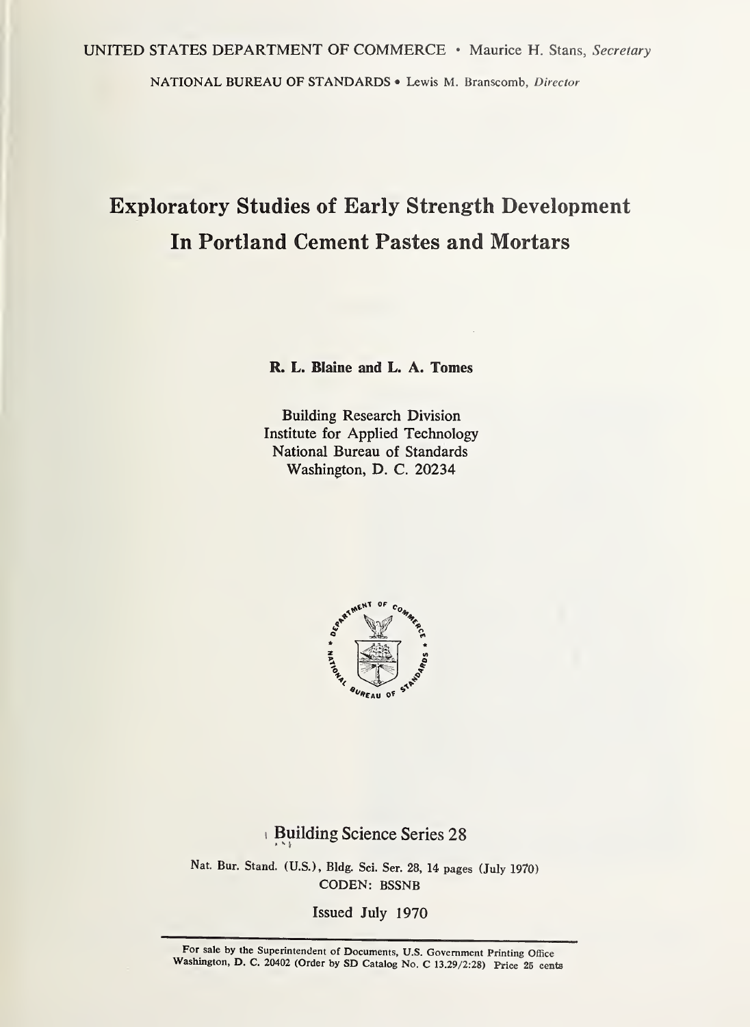UNITED STATES DEPARTMENT OF COMMERCE • Maurice H. Stans, *Secretary*

NATIONAL BUREAU OF STANDARDS • Lewis M. Branscomb, *Director*

# Exploratory Studies of Early Strength Development In Portland Cement Pastes and Mortars

**R. L. Blaine and L. A. Tomes**

Building Research Division
Institute for Applied Technology
National Bureau of Standards
Washington, D. C. 20234

## Building Science Series 28

Nat. Bur. Stand. (U.S.), Bldg. Sci. Ser. 28, 14 pages (July 1970)
CODEN: BSSNB

Issued July 1970

For sale by the Superintendent of Documents, U.S. Government Printing Office
Washington, D. C. 20402 (Order by SD Catalog No. C 13.29/2:28) Price 25 cents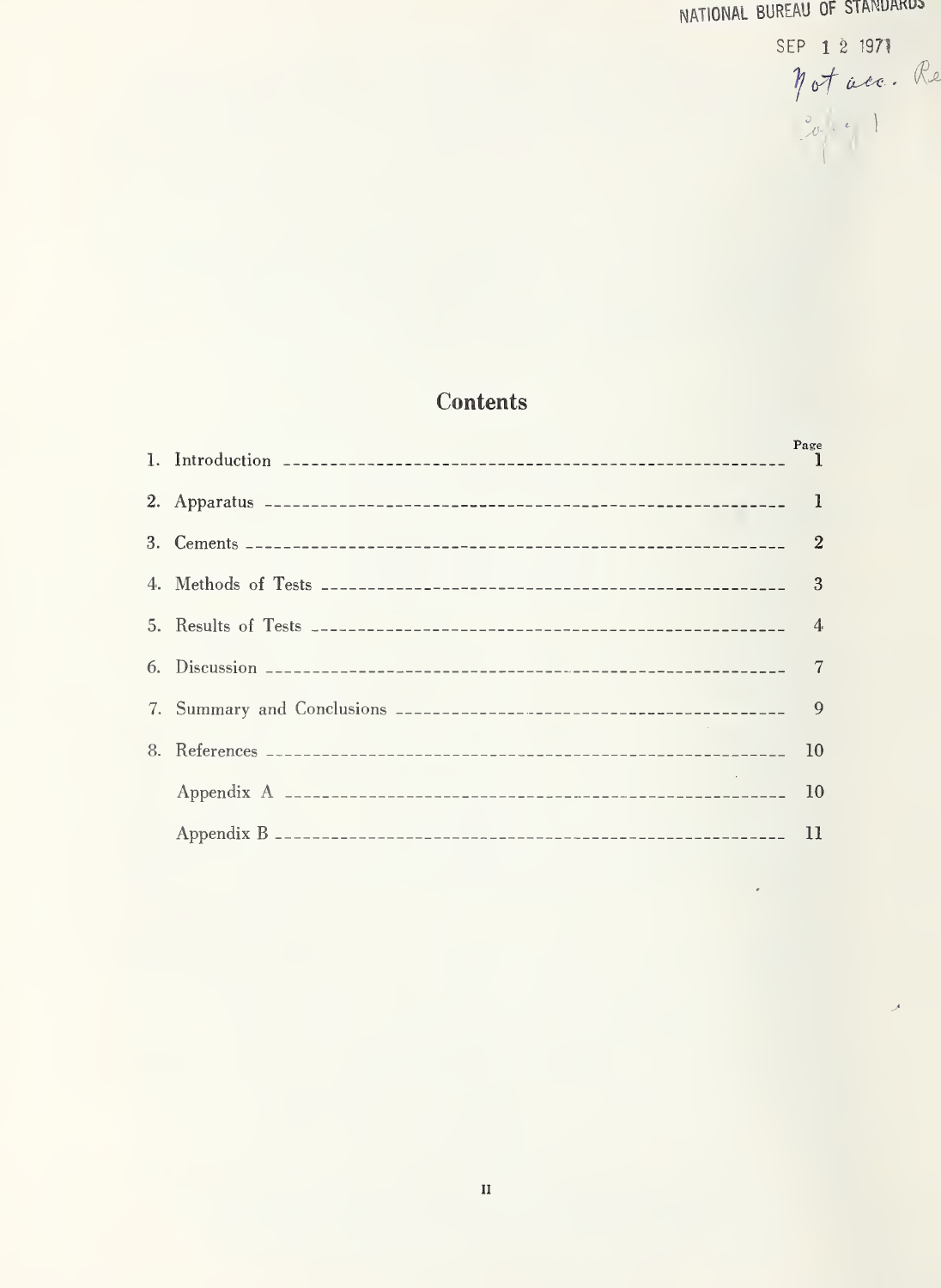NATIONAL BUREAU OF STANDARDS

SEP 1 2 1971

Not acc. Re

## Contents

| | Page |
|---|---|
| 1. Introduction | 1 |
| 2. Apparatus | 1 |
| 3. Cements | 2 |
| 4. Methods of Tests | 3 |
| 5. Results of Tests | 4 |
| 6. Discussion | 7 |
| 7. Summary and Conclusions | 9 |
| 8. References | 10 |
| Appendix A | 10 |
| Appendix B | 11 |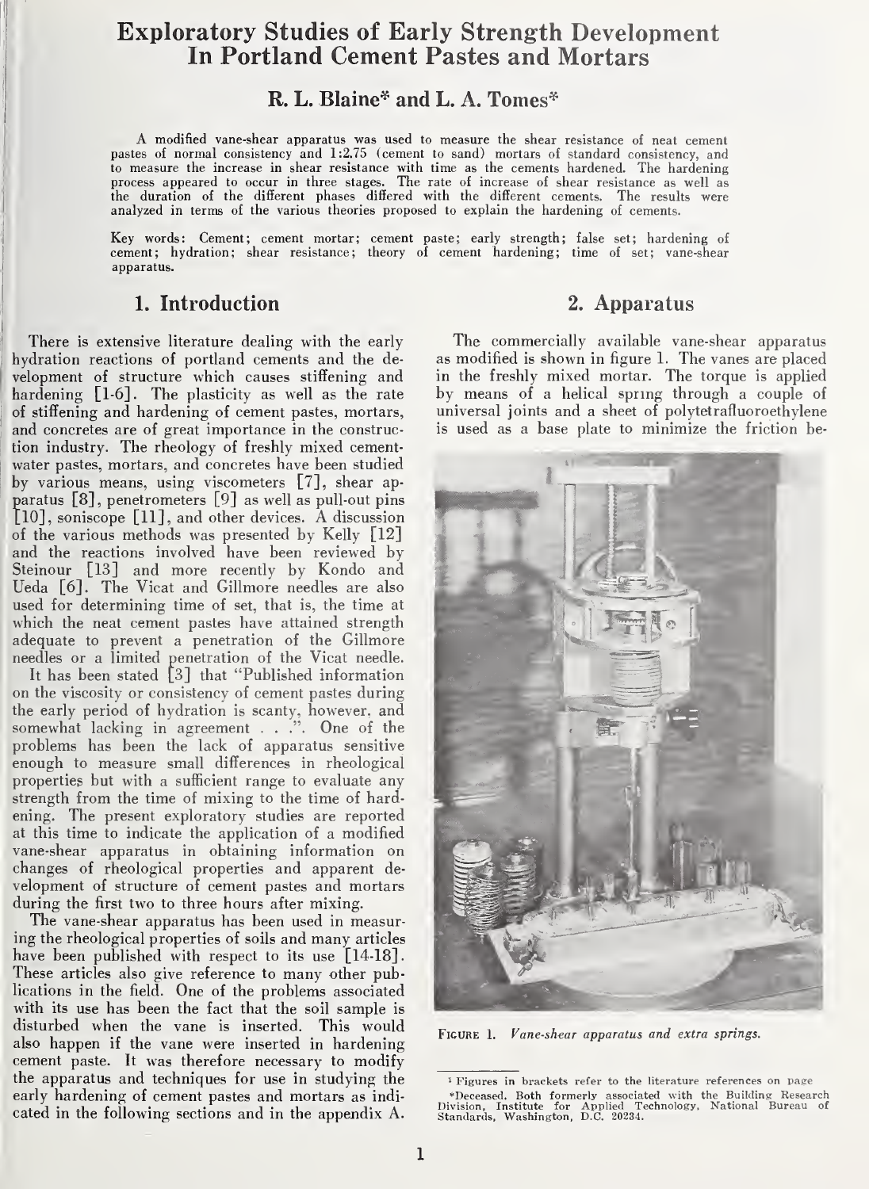# Exploratory Studies of Early Strength Development In Portland Cement Pastes and Mortars

## R. L. Blaine* and L. A. Tomes*

A modified vane-shear apparatus was used to measure the shear resistance of neat cement pastes of normal consistency and 1:2.75 (cement to sand) mortars of standard consistency, and to measure the increase in shear resistance with time as the cements hardened. The hardening process appeared to occur in three stages. The rate of increase of shear resistance as well as the duration of the different phases differed with the different cements. The results were analyzed in terms of the various theories proposed to explain the hardening of cements.

Key words: Cement; cement mortar; cement paste; early strength; false set; hardening of cement; hydration; shear resistance; theory of cement hardening; time of set; vane-shear apparatus.

## 1. Introduction

There is extensive literature dealing with the early hydration reactions of portland cements and the development of structure which causes stiffening and hardening [1-6]. The plasticity as well as the rate of stiffening and hardening of cement pastes, mortars, and concretes are of great importance in the construction industry. The rheology of freshly mixed cement-water pastes, mortars, and concretes have been studied by various means, using viscometers [7], shear apparatus [8], penetrometers [9] as well as pull-out pins [10], soniscope [11], and other devices. A discussion of the various methods was presented by Kelly [12] and the reactions involved have been reviewed by Steinour [13] and more recently by Kondo and Ueda [6]. The Vicat and Gillmore needles are also used for determining time of set, that is, the time at which the neat cement pastes have attained strength adequate to prevent a penetration of the Gillmore needles or a limited penetration of the Vicat needle.

It has been stated [3] that "Published information on the viscosity or consistency of cement pastes during the early period of hydration is scanty, however, and somewhat lacking in agreement . . .". One of the problems has been the lack of apparatus sensitive enough to measure small differences in rheological properties but with a sufficient range to evaluate any strength from the time of mixing to the time of hardening. The present exploratory studies are reported at this time to indicate the application of a modified vane-shear apparatus in obtaining information on changes of rheological properties and apparent development of structure of cement pastes and mortars during the first two to three hours after mixing.

The vane-shear apparatus has been used in measuring the rheological properties of soils and many articles have been published with respect to its use [14-18]. These articles also give reference to many other publications in the field. One of the problems associated with its use has been the fact that the soil sample is disturbed when the vane is inserted. This would also happen if the vane were inserted in hardening cement paste. It was therefore necessary to modify the apparatus and techniques for use in studying the early hardening of cement pastes and mortars as indicated in the following sections and in the appendix A.

## 2. Apparatus

The commercially available vane-shear apparatus as modified is shown in figure 1. The vanes are placed in the freshly mixed mortar. The torque is applied by means of a helical spring through a couple of universal joints and a sheet of polytetrafluoroethylene is used as a base plate to minimize the friction be-

FIGURE 1. *Vane-shear apparatus and extra springs.*

[1] Figures in brackets refer to the literature references on page

*Deceased. Both formerly associated with the Building Research Division, Institute for Applied Technology, National Bureau of Standards, Washington, D.C. 20234.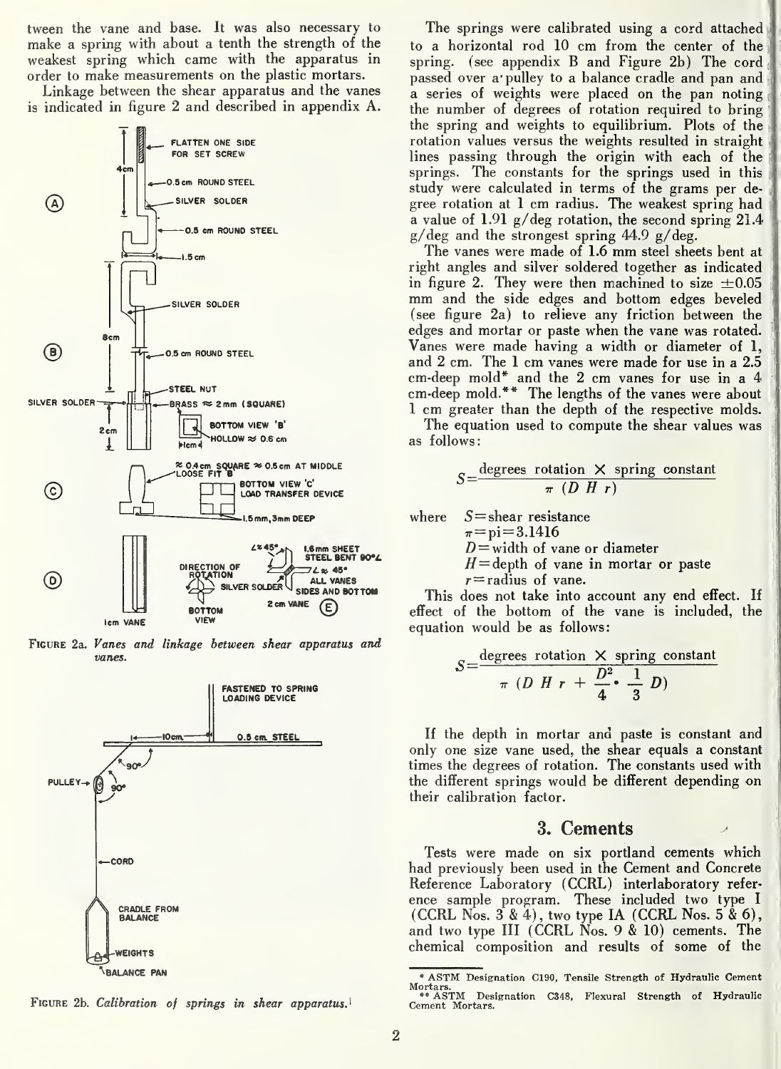tween the vane and base. It was also necessary to make a spring with about a tenth the strength of the weakest spring which came with the apparatus in order to make measurements on the plastic mortars.

Linkage between the shear apparatus and the vanes is indicated in figure 2 and described in appendix A.

FIGURE 2a. *Vanes and linkage between shear apparatus and vanes.*

FIGURE 2b. *Calibration of springs in shear apparatus.*

The springs were calibrated using a cord attached to a horizontal rod 10 cm from the center of the spring. (see appendix B and Figure 2b) The cord passed over a pulley to a balance cradle and pan and a series of weights were placed on the pan noting the number of degrees of rotation required to bring the spring and weights to equilibrium. Plots of the rotation values versus the weights resulted in straight lines passing through the origin with each of the springs. The constants for the springs used in this study were calculated in terms of the grams per degree rotation at 1 cm radius. The weakest spring had a value of 1.91 g/deg rotation, the second spring 21.4 g/deg and the strongest spring 44.9 g/deg.

The vanes were made of 1.6 mm steel sheets bent at right angles and silver soldered together as indicated in figure 2. They were then machined to size ±0.05 mm and the side edges and bottom edges beveled (see figure 2a) to relieve any friction between the edges and mortar or paste when the vane was rotated. Vanes were made having a width or diameter of 1, and 2 cm. The 1 cm vanes were made for use in a 2.5 cm-deep mold* and the 2 cm vanes for use in a 4 cm-deep mold.** The lengths of the vanes were about 1 cm greater than the depth of the respective molds.

The equation used to compute the shear values was as follows:

$$S = \frac{\text{degrees rotation} \times \text{spring constant}}{\pi\ (D\ H\ r)}$$

where $S$ = shear resistance
$\pi$ = pi = 3.1416
$D$ = width of vane or diameter
$H$ = depth of vane in mortar or paste
$r$ = radius of vane.

This does not take into account any end effect. If effect of the bottom of the vane is included, the equation would be as follows:

$$S = \frac{\text{degrees rotation} \times \text{spring constant}}{\pi\ \left(D\ H\ r + \frac{D^2}{4} \cdot \frac{1}{3}\ D\right)}$$

If the depth in mortar and paste is constant and only one size vane used, the shear equals a constant times the degrees of rotation. The constants used with the different springs would be different depending on their calibration factor.

## 3. Cements

Tests were made on six portland cements which had previously been used in the Cement and Concrete Reference Laboratory (CCRL) interlaboratory reference sample program. These included two type I (CCRL Nos. 3 & 4), two type IA (CCRL Nos. 5 & 6), and two type III (CCRL Nos. 9 & 10) cements. The chemical composition and results of some of the

\* ASTM Designation C190, Tensile Strength of Hydraulic Cement Mortars.

\*\* ASTM Designation C348, Flexural Strength of Hydraulic Cement Mortars.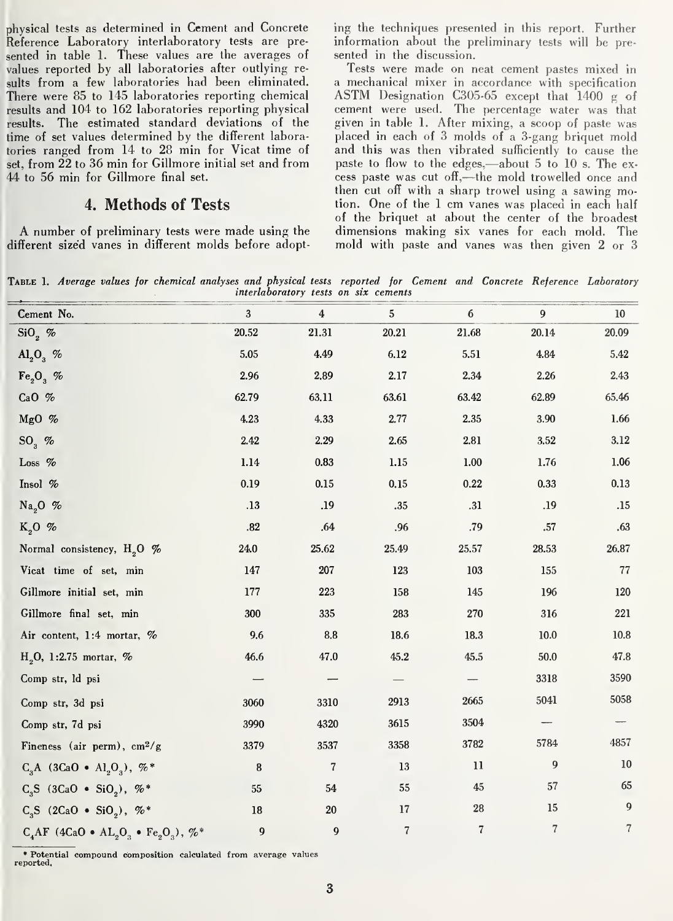physical tests as determined in Cement and Concrete Reference Laboratory interlaboratory tests are presented in table 1. These values are the averages of values reported by all laboratories after outlying results from a few laboratories had been eliminated. There were 85 to 145 laboratories reporting chemical results and 104 to 162 laboratories reporting physical results. The estimated standard deviations of the time of set values determined by the different laboratories ranged from 14 to 28 min for Vicat time of set, from 22 to 36 min for Gillmore initial set and from 44 to 56 min for Gillmore final set.

## 4. Methods of Tests

A number of preliminary tests were made using the different sized vanes in different molds before adopting the techniques presented in this report. Further information about the preliminary tests will be presented in the discussion.

Tests were made on neat cement pastes mixed in a mechanical mixer in accordance with specification ASTM Designation C305-65 except that 1400 g of cement were used. The percentage water was that given in table 1. After mixing, a scoop of paste was placed in each of 3 molds of a 3-gang briquet mold and this was then vibrated sufficiently to cause the paste to flow to the edges,—about 5 to 10 s. The excess paste was cut off,—the mold trowelled once and then cut off with a sharp trowel using a sawing motion. One of the 1 cm vanes was placed in each half of the briquet at about the center of the broadest dimensions making six vanes for each mold. The mold with paste and vanes was then given 2 or 3

TABLE 1. *Average values for chemical analyses and physical tests reported for Cement and Concrete Reference Laboratory interlaboratory tests on six cements*

| Cement No. | 3 | 4 | 5 | 6 | 9 | 10 |
|---|---|---|---|---|---|---|
| $SiO_2$ % | 20.52 | 21.31 | 20.21 | 21.68 | 20.14 | 20.09 |
| $Al_2O_3$ % | 5.05 | 4.49 | 6.12 | 5.51 | 4.84 | 5.42 |
| $Fe_2O_3$ % | 2.96 | 2.89 | 2.17 | 2.34 | 2.26 | 2.43 |
| CaO % | 62.79 | 63.11 | 63.61 | 63.42 | 62.89 | 65.46 |
| MgO % | 4.23 | 4.33 | 2.77 | 2.35 | 3.90 | 1.66 |
| $SO_3$ % | 2.42 | 2.29 | 2.65 | 2.81 | 3.52 | 3.12 |
| Loss % | 1.14 | 0.83 | 1.15 | 1.00 | 1.76 | 1.06 |
| Insol % | 0.19 | 0.15 | 0.15 | 0.22 | 0.33 | 0.13 |
| $Na_2O$ % | .13 | .19 | .35 | .31 | .19 | .15 |
| $K_2O$ % | .82 | .64 | .96 | .79 | .57 | .63 |
| Normal consistency, $H_2O$ % | 24.0 | 25.62 | 25.49 | 25.57 | 28.53 | 26.87 |
| Vicat time of set, min | 147 | 207 | 123 | 103 | 155 | 77 |
| Gillmore initial set, min | 177 | 223 | 158 | 145 | 196 | 120 |
| Gillmore final set, min | 300 | 335 | 283 | 270 | 316 | 221 |
| Air content, 1:4 mortar, % | 9.6 | 8.8 | 18.6 | 18.3 | 10.0 | 10.8 |
| $H_2O$, 1:2.75 mortar, % | 46.6 | 47.0 | 45.2 | 45.5 | 50.0 | 47.8 |
| Comp str, 1d psi | — | — | — | — | 3318 | 3590 |
| Comp str, 3d psi | 3060 | 3310 | 2913 | 2665 | 5041 | 5058 |
| Comp str, 7d psi | 3990 | 4320 | 3615 | 3504 | — | — |
| Fineness (air perm), $cm^2/g$ | 3379 | 3537 | 3358 | 3782 | 5784 | 4857 |
| $C_3A$ ($3CaO \cdot Al_2O_3$), %* | 8 | 7 | 13 | 11 | 9 | 10 |
| $C_3S$ ($3CaO \cdot SiO_2$), %* | 55 | 54 | 55 | 45 | 57 | 65 |
| $C_2S$ ($2CaO \cdot SiO_2$), %* | 18 | 20 | 17 | 28 | 15 | 9 |
| $C_4AF$ ($4CaO \cdot Al_2O_3 \cdot Fe_2O_3$), %* | 9 | 9 | 7 | 7 | 7 | 7 |

\* Potential compound composition calculated from average values reported.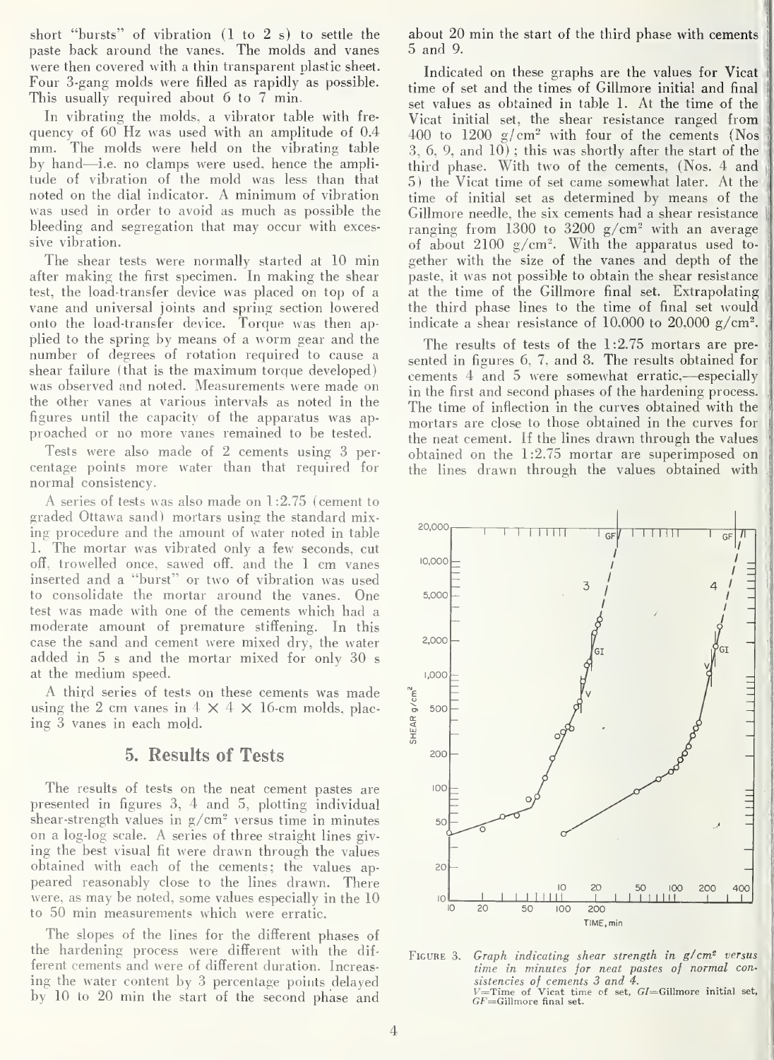short "bursts" of vibration (1 to 2 s) to settle the paste back around the vanes. The molds and vanes were then covered with a thin transparent plastic sheet. Four 3-gang molds were filled as rapidly as possible. This usually required about 6 to 7 min.

In vibrating the molds, a vibrator table with frequency of 60 Hz was used with an amplitude of 0.4 mm. The molds were held on the vibrating table by hand—i.e. no clamps were used, hence the amplitude of vibration of the mold was less than that noted on the dial indicator. A minimum of vibration was used in order to avoid as much as possible the bleeding and segregation that may occur with excessive vibration.

The shear tests were normally started at 10 min after making the first specimen. In making the shear test, the load-transfer device was placed on top of a vane and universal joints and spring section lowered onto the load-transfer device. Torque was then applied to the spring by means of a worm gear and the number of degrees of rotation required to cause a shear failure (that is the maximum torque developed) was observed and noted. Measurements were made on the other vanes at various intervals as noted in the figures until the capacity of the apparatus was approached or no more vanes remained to be tested.

Tests were also made of 2 cements using 3 percentage points more water than that required for normal consistency.

A series of tests was also made on 1:2.75 (cement to graded Ottawa sand) mortars using the standard mixing procedure and the amount of water noted in table 1. The mortar was vibrated only a few seconds, cut off, trowelled once, sawed off, and the 1 cm vanes inserted and a "burst" or two of vibration was used to consolidate the mortar around the vanes. One test was made with one of the cements which had a moderate amount of premature stiffening. In this case the sand and cement were mixed dry, the water added in 5 s and the mortar mixed for only 30 s at the medium speed.

A third series of tests on these cements was made using the 2 cm vanes in 4 × 4 × 16-cm molds, placing 3 vanes in each mold.

## 5. Results of Tests

The results of tests on the neat cement pastes are presented in figures 3, 4 and 5, plotting individual shear-strength values in g/cm$^2$ versus time in minutes on a log-log scale. A series of three straight lines giving the best visual fit were drawn through the values obtained with each of the cements; the values appeared reasonably close to the lines drawn. There were, as may be noted, some values especially in the 10 to 50 min measurements which were erratic.

The slopes of the lines for the different phases of the hardening process were different with the different cements and were of different duration. Increasing the water content by 3 percentage points delayed by 10 to 20 min the start of the second phase and about 20 min the start of the third phase with cements 5 and 9.

Indicated on these graphs are the values for Vicat time of set and the times of Gillmore initial and final set values as obtained in table 1. At the time of the Vicat initial set, the shear resistance ranged from 400 to 1200 g/cm$^2$ with four of the cements (Nos 3, 6, 9, and 10); this was shortly after the start of the third phase. With two of the cements, (Nos. 4 and 5) the Vicat time of set came somewhat later. At the time of initial set as determined by means of the Gillmore needle, the six cements had a shear resistance ranging from 1300 to 3200 g/cm$^2$ with an average of about 2100 g/cm$^2$. With the apparatus used together with the size of the vanes and depth of the paste, it was not possible to obtain the shear resistance at the time of the Gillmore final set. Extrapolating the third phase lines to the time of final set would indicate a shear resistance of 10,000 to 20,000 g/cm$^2$.

The results of tests of the 1:2.75 mortars are presented in figures 6, 7, and 8. The results obtained for cements 4 and 5 were somewhat erratic,—especially in the first and second phases of the hardening process. The time of inflection in the curves obtained with the mortars are close to those obtained in the curves for the neat cement. If the lines drawn through the values obtained on the 1:2.75 mortar are superimposed on the lines drawn through the values obtained with

FIGURE 3. *Graph indicating shear strength in g/cm$^2$ versus time in minutes for neat pastes of normal consistencies of cements 3 and 4.*
$V$=Time of Vicat time of set, $GI$=Gillmore initial set, $GF$=Gillmore final set.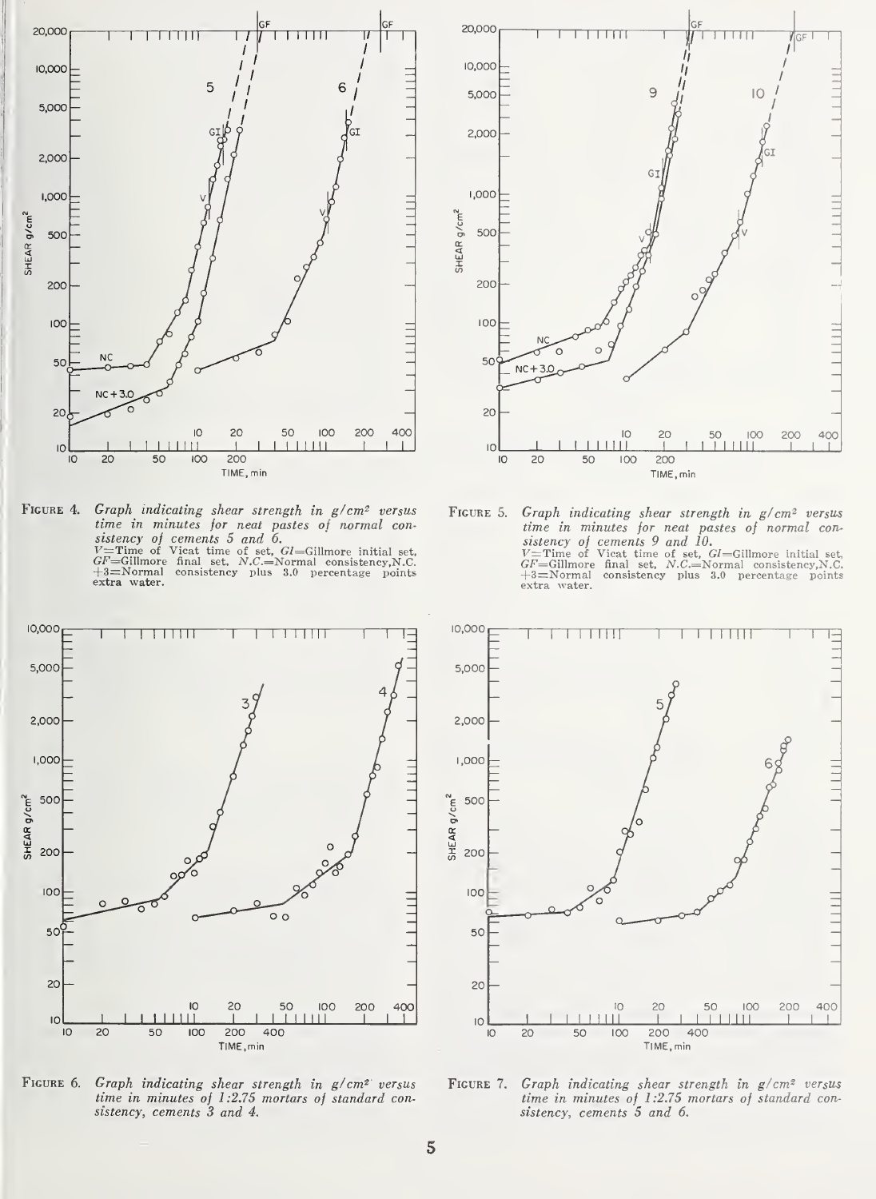FIGURE 4. *Graph indicating shear strength in g/cm² versus time in minutes for neat pastes of normal consistency of cements 5 and 6.*
V=Time of Vicat time of set, GI=Gillmore initial set, GF=Gillmore final set, N.C.=Normal consistency, N.C. +3=Normal consistency plus 3.0 percentage points extra water.

FIGURE 5. *Graph indicating shear strength in g/cm² versus time in minutes for neat pastes of normal consistency of cements 9 and 10.*
V=Time of Vicat time of set, GI=Gillmore initial set, GF=Gillmore final set, N.C.=Normal consistency, N.C. +3=Normal consistency plus 3.0 percentage points extra water.

FIGURE 6. *Graph indicating shear strength in g/cm² versus time in minutes of 1:2.75 mortars of standard consistency, cements 3 and 4.*

FIGURE 7. *Graph indicating shear strength in g/cm² versus time in minutes of 1:2.75 mortars of standard consistency, cements 5 and 6.*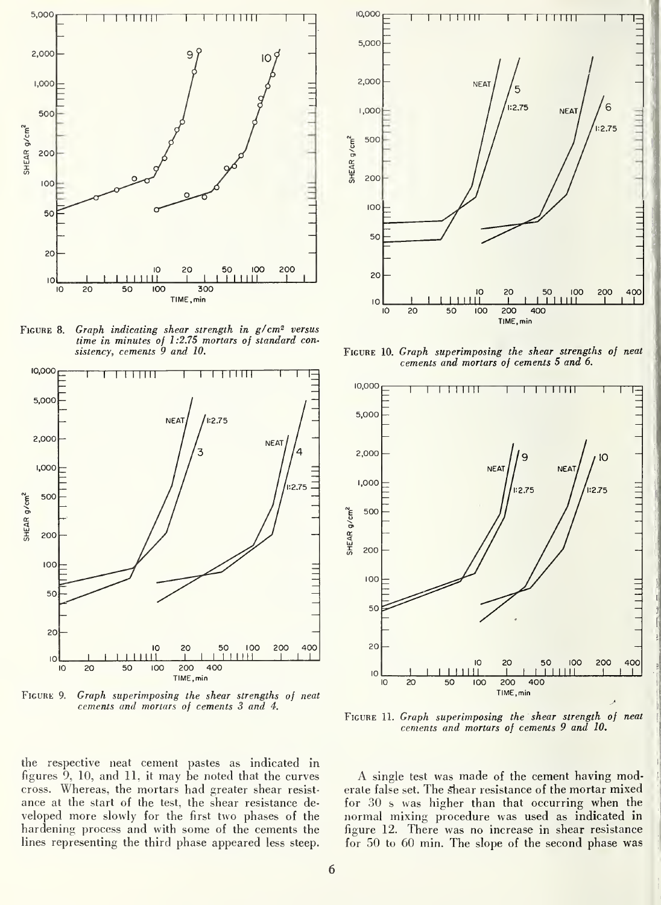Figure 8. *Graph indicating shear strength in g/cm² versus time in minutes of 1:2.75 mortars of standard consistency, cements 9 and 10.*

Figure 9. *Graph superimposing the shear strengths of neat cements and mortars of cements 3 and 4.*

Figure 10. *Graph superimposing the shear strengths of neat cements and mortars of cements 5 and 6.*

Figure 11. *Graph superimposing the shear strength of neat cements and mortars of cements 9 and 10.*

the respective neat cement pastes as indicated in figures 9, 10, and 11, it may be noted that the curves cross. Whereas, the mortars had greater shear resistance at the start of the test, the shear resistance developed more slowly for the first two phases of the hardening process and with some of the cements the lines representing the third phase appeared less steep.

A single test was made of the cement having moderate false set. The shear resistance of the mortar mixed for 30 s was higher than that occurring when the normal mixing procedure was used as indicated in figure 12. There was no increase in shear resistance for 50 to 60 min. The slope of the second phase was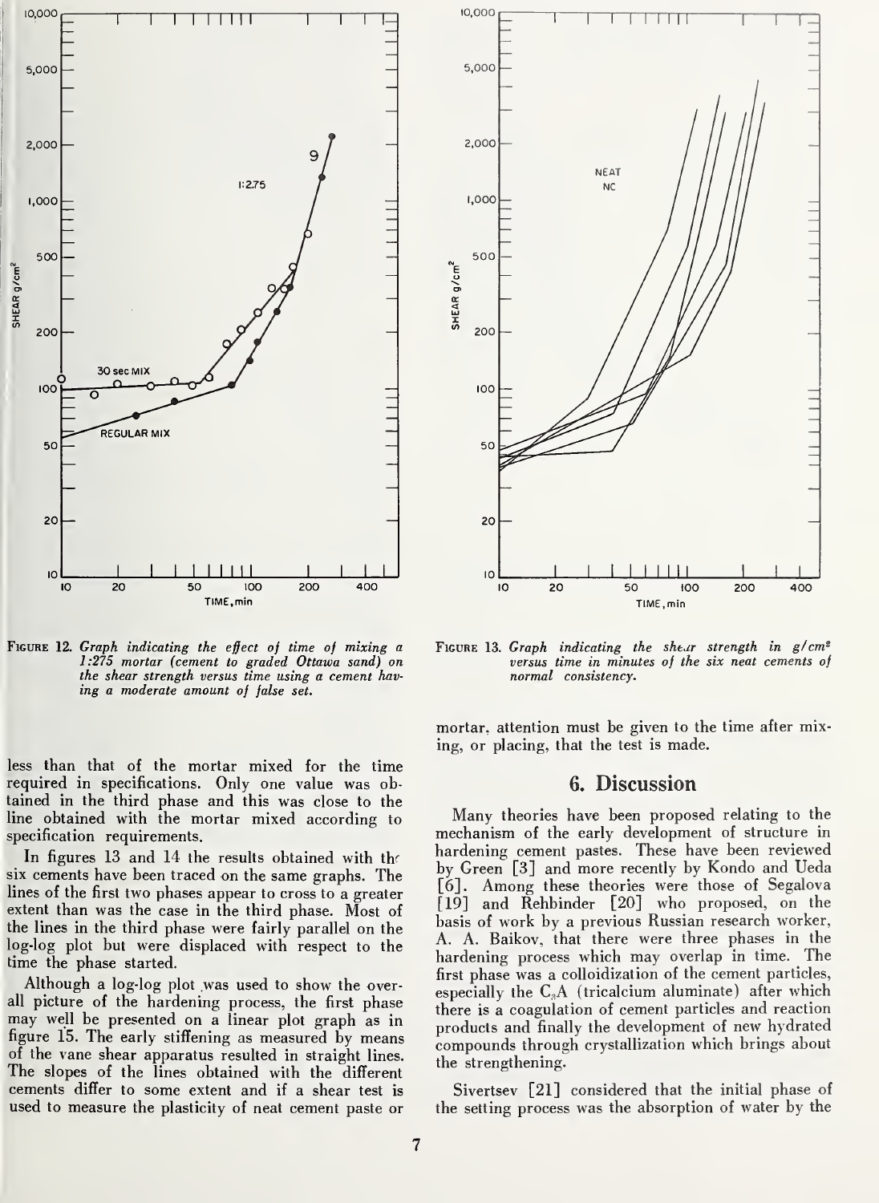FIGURE 12. *Graph indicating the effect of time of mixing a 1:275 mortar (cement to graded Ottawa sand) on the shear strength versus time using a cement having a moderate amount of false set.*

FIGURE 13. *Graph indicating the shear strength in g/cm² versus time in minutes of the six neat cements of normal consistency.*

less than that of the mortar mixed for the time required in specifications. Only one value was obtained in the third phase and this was close to the line obtained with the mortar mixed according to specification requirements.

In figures 13 and 14 the results obtained with the six cements have been traced on the same graphs. The lines of the first two phases appear to cross to a greater extent than was the case in the third phase. Most of the lines in the third phase were fairly parallel on the log-log plot but were displaced with respect to the time the phase started.

Although a log-log plot was used to show the overall picture of the hardening process, the first phase may well be presented on a linear plot graph as in figure 15. The early stiffening as measured by means of the vane shear apparatus resulted in straight lines. The slopes of the lines obtained with the different cements differ to some extent and if a shear test is used to measure the plasticity of neat cement paste or mortar, attention must be given to the time after mixing, or placing, that the test is made.

## 6. Discussion

Many theories have been proposed relating to the mechanism of the early development of structure in hardening cement pastes. These have been reviewed by Green [3] and more recently by Kondo and Ueda [6]. Among these theories were those of Segalova [19] and Rehbinder [20] who proposed, on the basis of work by a previous Russian research worker, A. A. Baikov, that there were three phases in the hardening process which may overlap in time. The first phase was a colloidization of the cement particles, especially the $C_3A$ (tricalcium aluminate) after which there is a coagulation of cement particles and reaction products and finally the development of new hydrated compounds through crystallization which brings about the strengthening.

Sivertsev [21] considered that the initial phase of the setting process was the absorption of water by the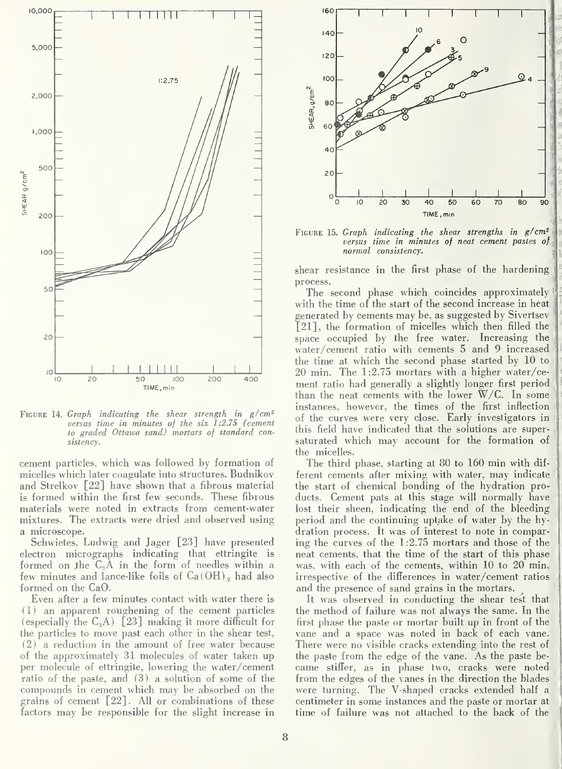FIGURE 14. *Graph indicating the shear strength in g/cm² versus time in minutes of the six 1:2.75 (cement to graded Ottawa sand) mortars of standard consistency.*

cement particles, which was followed by formation of micelles which later coagulate into structures. Budnikov and Strelkov [22] have shown that a fibrous material is formed within the first few seconds. These fibrous materials were noted in extracts from cement-water mixtures. The extracts were dried and observed using a microscope.

Schwietes, Ludwig and Jager [23] have presented electron micrographs indicating that ettringite is formed on the $C_3A$ in the form of needles within a few minutes and lance-like foils of $Ca(OH)_2$ had also formed on the CaO.

Even after a few minutes contact with water there is (1) an apparent roughening of the cement particles (especially the $C_3A$) [23] making it more difficult for the particles to move past each other in the shear test, (2) a reduction in the amount of free water because of the approximately 31 molecules of water taken up per molecule of ettringite, lowering the water/cement ratio of the paste, and (3) a solution of some of the compounds in cement which may be absorbed on the grains of cement [22]. All or combinations of these factors may be responsible for the slight increase in shear resistance in the first phase of the hardening process.

FIGURE 15. *Graph indicating the shear strengths in g/cm² versus time in minutes of neat cement pastes of normal consistency.*

The second phase which coincides approximately with the time of the start of the second increase in heat generated by cements may be, as suggested by Sivertsev [21], the formation of micelles which then filled the space occupied by the free water. Increasing the water/cement ratio with cements 5 and 9 increased the time at which the second phase started by 10 to 20 min. The 1:2.75 mortars with a higher water/cement ratio had generally a slightly longer first period than the neat cements with the lower W/C. In some instances, however, the times of the first inflection of the curves were very close. Early investigators in this field have indicated that the solutions are supersaturated which may account for the formation of the micelles.

The third phase, starting at 80 to 160 min with different cements after mixing with water, may indicate the start of chemical bonding of the hydration products. Cement pats at this stage will normally have lost their sheen, indicating the end of the bleeding period and the continuing uptake of water by the hydration process. It was of interest to note in comparing the curves of the 1:2.75 mortars and those of the neat cements, that the time of the start of this phase was, with each of the cements, within 10 to 20 min, irrespective of the differences in water/cement ratios and the presence of sand grains in the mortars.

It was observed in conducting the shear test that the method of failure was not always the same. In the first phase the paste or mortar built up in front of the vane and a space was noted in back of each vane. There were no visible cracks extending into the rest of the paste from the edge of the vane. As the paste became stiffer, as in phase two, cracks were noted from the edges of the vanes in the direction the blades were turning. The V-shaped cracks extended half a centimeter in some instances and the paste or mortar at time of failure was not attached to the back of the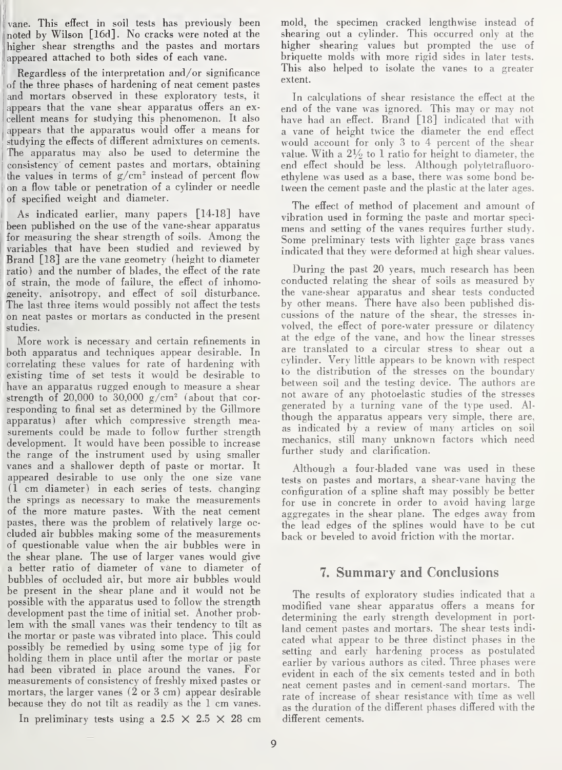vane. This effect in soil tests has previously been noted by Wilson [16d]. No cracks were noted at the higher shear strengths and the pastes and mortars appeared attached to both sides of each vane.

Regardless of the interpretation and/or significance of the three phases of hardening of neat cement pastes and mortars observed in these exploratory tests, it appears that the vane shear apparatus offers an excellent means for studying this phenomenon. It also appears that the apparatus would offer a means for studying the effects of different admixtures on cements. The apparatus may also be used to determine the consistency of cement pastes and mortars, obtaining the values in terms of g/cm$^2$ instead of percent flow on a flow table or penetration of a cylinder or needle of specified weight and diameter.

As indicated earlier, many papers [14-18] have been published on the use of the vane-shear apparatus for measuring the shear strength of soils. Among the variables that have been studied and reviewed by Brand [18] are the vane geometry (height to diameter ratio) and the number of blades, the effect of the rate of strain, the mode of failure, the effect of inhomogeneity, anisotropy, and effect of soil disturbance. The last three items would possibly not affect the tests on neat pastes or mortars as conducted in the present studies.

More work is necessary and certain refinements in both apparatus and techniques appear desirable. In correlating these values for rate of hardening with existing time of set tests it would be desirable to have an apparatus rugged enough to measure a shear strength of 20,000 to 30,000 g/cm$^2$ (about that corresponding to final set as determined by the Gillmore apparatus) after which compressive strength measurements could be made to follow further strength development. It would have been possible to increase the range of the instrument used by using smaller vanes and a shallower depth of paste or mortar. It appeared desirable to use only the one size vane (1 cm diameter) in each series of tests, changing the springs as necessary to make the measurements of the more mature pastes. With the neat cement pastes, there was the problem of relatively large occluded air bubbles making some of the measurements of questionable value when the air bubbles were in the shear plane. The use of larger vanes would give a better ratio of diameter of vane to diameter of bubbles of occluded air, but more air bubbles would be present in the shear plane and it would not be possible with the apparatus used to follow the strength development past the time of initial set. Another problem with the small vanes was their tendency to tilt as the mortar or paste was vibrated into place. This could possibly be remedied by using some type of jig for holding them in place until after the mortar or paste had been vibrated in place around the vanes. For measurements of consistency of freshly mixed pastes or mortars, the larger vanes (2 or 3 cm) appear desirable because they do not tilt as readily as the 1 cm vanes.

In preliminary tests using a 2.5 × 2.5 × 28 cm mold, the specimen cracked lengthwise instead of shearing out a cylinder. This occurred only at the higher shearing values but prompted the use of briquette molds with more rigid sides in later tests. This also helped to isolate the vanes to a greater extent.

In calculations of shear resistance the effect at the end of the vane was ignored. This may or may not have had an effect. Brand [18] indicated that with a vane of height twice the diameter the end effect would account for only 3 to 4 percent of the shear value. With a 2½ to 1 ratio for height to diameter, the end effect should be less. Although polytetrafluoroethylene was used as a base, there was some bond between the cement paste and the plastic at the later ages.

The effect of method of placement and amount of vibration used in forming the paste and mortar specimens and setting of the vanes requires further study. Some preliminary tests with lighter gage brass vanes indicated that they were deformed at high shear values.

During the past 20 years, much research has been conducted relating the shear of soils as measured by the vane-shear apparatus and shear tests conducted by other means. There have also been published discussions of the nature of the shear, the stresses involved, the effect of pore-water pressure or dilatency at the edge of the vane, and how the linear stresses are translated to a circular stress to shear out a cylinder. Very little appears to be known with respect to the distribution of the stresses on the boundary between soil and the testing device. The authors are not aware of any photoelastic studies of the stresses generated by a turning vane of the type used. Although the apparatus appears very simple, there are, as indicated by a review of many articles on soil mechanics, still many unknown factors which need further study and clarification.

Although a four-bladed vane was used in these tests on pastes and mortars, a shear-vane having the configuration of a spline shaft may possibly be better for use in concrete in order to avoid having large aggregates in the shear plane. The edges away from the lead edges of the splines would have to be cut back or beveled to avoid friction with the mortar.

## 7. Summary and Conclusions

The results of exploratory studies indicated that a modified vane shear apparatus offers a means for determining the early strength development in portland cement pastes and mortars. The shear tests indicated what appear to be three distinct phases in the setting and early hardening process as postulated earlier by various authors as cited. Three phases were evident in each of the six cements tested and in both neat cement pastes and in cement-sand mortars. The rate of increase of shear resistance with time as well as the duration of the different phases differed with the different cements.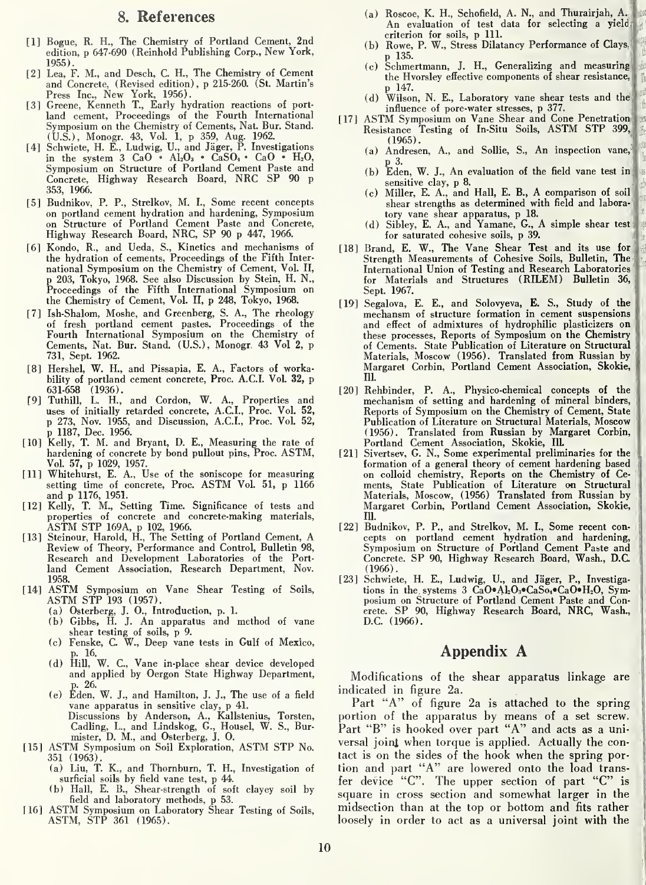## 8. References

[1] Bogue, R. H., The Chemistry of Portland Cement, 2nd edition, p 647-690 (Reinhold Publishing Corp., New York, 1955).

[2] Lea, F. M., and Desch, C. H., The Chemistry of Cement and Concrete, (Revised edition), p 215-260. (St. Martin's Press Inc., New York, 1956).

[3] Greene, Kenneth T., Early hydration reactions of portland cement, Proceedings of the Fourth International Symposium on the Chemistry of Cements, Nat. Bur. Stand. (U.S.), Monogr. 43, Vol. 1, p 359, Aug. 1962.

[4] Schwiete, H. E., Ludwig, U., and Jäger, P. Investigations in the system 3 CaO · $Al_2O_3$ · $CaSO_4$ · CaO · $H_2O$, Symposium on Structure of Portland Cement Paste and Concrete, Highway Research Board, NRC SP 90 p 353, 1966.

[5] Budnikov, P. P., Strelkov, M. I., Some recent concepts on portland cement hydration and hardening, Symposium on Structure of Portland Cement Paste and Concrete, Highway Research Board, NRC, SP 90 p 447, 1966.

[6] Kondo, R., and Ueda, S., Kinetics and mechanisms of the hydration of cements, Proceedings of the Fifth International Symposium on the Chemistry of Cement, Vol. II, p 203, Tokyo, 1968. See also Discussion by Stein, H. N., Proceedings of the Fifth International Symposium on the Chemistry of Cement, Vol. II, p 248, Tokyo, 1968.

[7] Ish-Shalom, Moshe, and Greenberg, S. A., The rheology of fresh portland cement pastes. Proceedings of the Fourth International Symposium on the Chemistry of Cements, Nat. Bur. Stand. (U.S.), Monogr. 43 Vol 2, p 731, Sept. 1962.

[8] Hershel, W. H., and Pissapia, E. A., Factors of workability of portland cement concrete, Proc. A.C.I. Vol. 32, p 631-658 (1936).

[9] Tuthill, L. H., and Cordon, W. A., Properties and uses of initially retarded concrete, A.C.I., Proc. Vol. 52, p 273, Nov. 1955, and Discussion, A.C.I., Proc. Vol. 52, p 1187, Dec. 1956.

[10] Kelly, T. M. and Bryant, D. E., Measuring the rate of hardening of concrete by bond pullout pins, Proc. ASTM, Vol. 57, p 1029, 1957.

[11] Whitehurst, E. A., Use of the soniscope for measuring setting time of concrete, Proc. ASTM Vol. 51, p 1166 and p 1176, 1951.

[12] Kelly, T. M., Setting Time. Significance of tests and properties of concrete and concrete-making materials, ASTM STP 169A, p 102, 1966.

[13] Steinour, Harold, H., The Setting of Portland Cement, A Review of Theory, Performance and Control, Bulletin 98, Research and Development Laboratories of the Portland Cement Association, Research Department, Nov. 1958.

[14] ASTM Symposium on Vane Shear Testing of Soils, ASTM STP 193 (1957).
 (a) Osterberg, J. O., Introduction, p. 1.
 (b) Gibbs, H. J. An apparatus and method of vane shear testing of soils, p 9.
 (c) Fenske, C. W., Deep vane tests in Gulf of Mexico, p. 16.
 (d) Hill, W. C., Vane in-place shear device developed and applied by Oergon State Highway Department, p. 26.
 (e) Eden, W. J., and Hamilton, J. J., The use of a field vane apparatus in sensitive clay, p 41.
 Discussions by Anderson, A., Kallstenius, Torsten, Cadling, L., and Lindskog, G., Housel, W. S., Burmister, D. M., and Osterberg, J. O.

[15] ASTM Symposium on Soil Exploration, ASTM STP No. 351 (1963).
 (a) Liu, T. K., and Thornburn, T. H., Investigation of surficial soils by field vane test, p 44.
 (b) Hall, E. B., Shear-strength of soft clayey soil by field and laboratory methods, p 53.

[16] ASTM Symposium on Laboratory Shear Testing of Soils, ASTM, STP 361 (1965).
 (a) Roscoe, K. H., Schofield, A. N., and Thurairjah, A. An evaluation of test data for selecting a yield criterion for soils, p 111.
 (b) Rowe, P. W., Stress Dilatancy Performance of Clays, p 135.
 (c) Schmertmann, J. H., Generalizing and measuring the Hvorsley effective components of shear resistance, p 147.
 (d) Wilson, N. E., Laboratory vane shear tests and the influence of pore-water stresses, p 377.

[17] ASTM Symposium on Vane Shear and Cone Penetration Resistance Testing of In-Situ Soils, ASTM STP 399, (1965).
 (a) Andresen, A., and Sollie, S., An inspection vane, p 3.
 (b) Eden, W. J., An evaluation of the field vane test in sensitive clay, p 8.
 (c) Miller, E. A., and Hall, E. B., A comparison of soil shear strengths as determined with field and laboratory vane shear apparatus, p 18.
 (d) Sibley, E. A., and Yamane, G., A simple shear test for saturated cohesive soils, p 39.

[18] Brand, E. W., The Vane Shear Test and its use for Strength Measurements of Cohesive Soils, Bulletin, The International Union of Testing and Research Laboratories for Materials and Structures (RILEM) Bulletin 36, Sept. 1967.

[19] Segalova, E. E., and Solovyeva, E. S., Study of the mechansm of structure formation in cement suspensions and effect of admixtures of hydrophilic plasticizers on these processes, Reports of Symposium on the Chemistry of Cements. State Publication of Literature on Structural Materials, Moscow (1956). Translated from Russian by Margaret Corbin, Portland Cement Association, Skokie, Ill.

[20] Rehbinder, P. A., Physico-chemical concepts of the mechanism of setting and hardening of mineral binders, Reports of Symposium on the Chemistry of Cement, State Publication of Literature on Structural Materials, Moscow (1956). Translated from Russian by Margaret Corbin, Portland Cement Association, Skokie, Ill.

[21] Sivertsev, G. N., Some experimental preliminaries for the formation of a general theory of cement hardening based on colloid chemistry, Reports on the Chemistry of Cements, State Publication of Literature on Structural Materials, Moscow, (1956) Translated from Russian by Margaret Corbin, Portland Cement Association, Skokie, Ill.

[22] Budnikov, P. P., and Strelkov, M. I., Some recent concepts on portland cement hydration and hardening, Symposium on Structure of Portland Cement Paste and Concrete. SP 90, Highway Research Board, Wash., D.C. (1966).

[23] Schwiete, H. E., Ludwig, U., and Jäger, P., Investigations in the systems 3 CaO•$Al_2O_3$•$CaSO_4$•CaO•$H_2O$, Symposium on Structure of Portland Cement Paste and Concrete. SP 90, Highway Research Board, NRC, Wash., D.C. (1966).

## Appendix A

Modifications of the shear apparatus linkage are indicated in figure 2a.

Part "A" of figure 2a is attached to the spring portion of the apparatus by means of a set screw. Part "B" is hooked over part "A" and acts as a universal joint when torque is applied. Actually the contact is on the sides of the hook when the spring portion and part "A" are lowered onto the load transfer device "C". The upper section of part "C" is square in cross section and somewhat larger in the midsection than at the top or bottom and fits rather loosely in order to act as a universal joint with the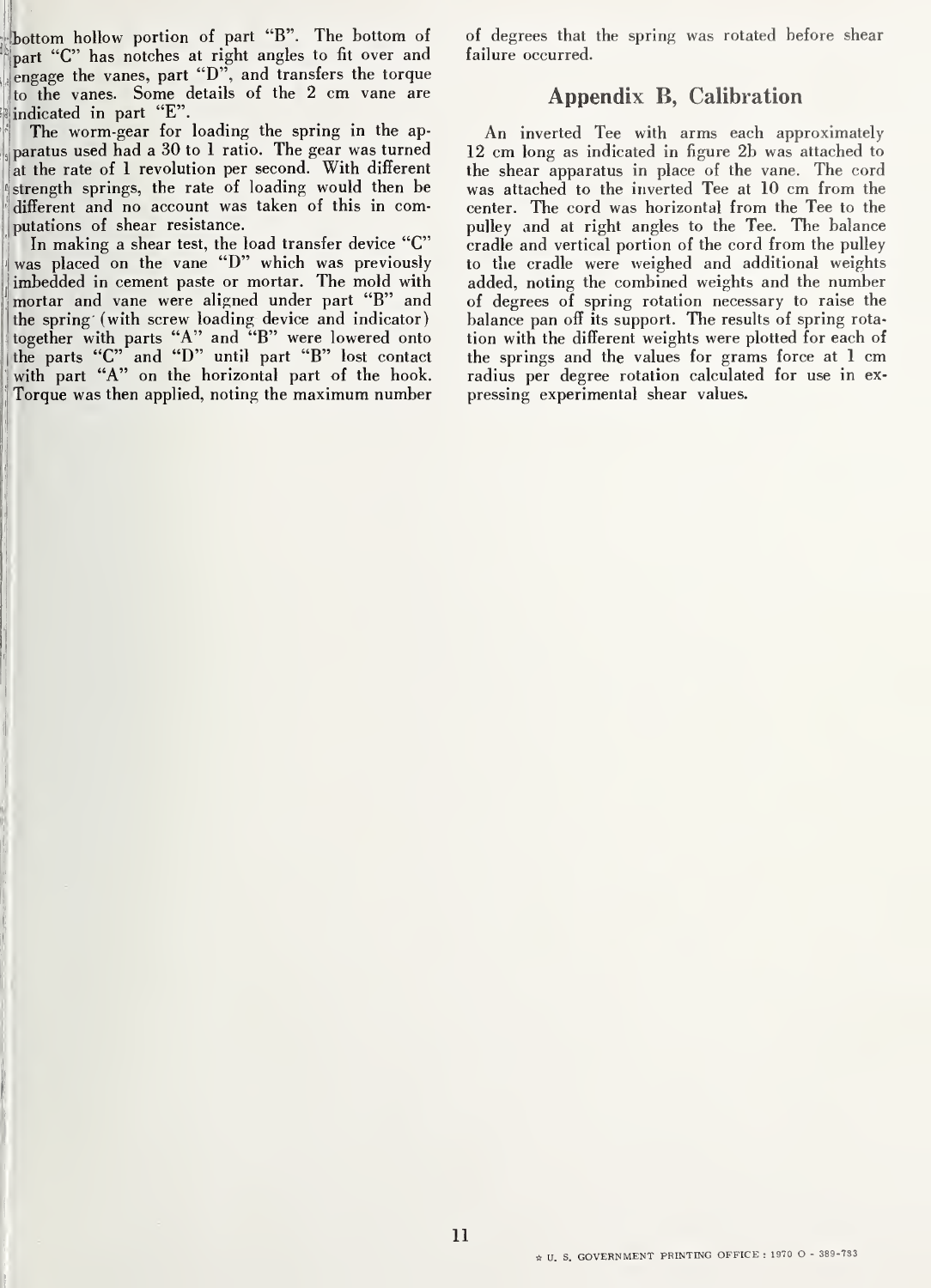bottom hollow portion of part "B". The bottom of part "C" has notches at right angles to fit over and engage the vanes, part "D", and transfers the torque to the vanes. Some details of the 2 cm vane are indicated in part "E".

The worm-gear for loading the spring in the apparatus used had a 30 to 1 ratio. The gear was turned at the rate of 1 revolution per second. With different strength springs, the rate of loading would then be different and no account was taken of this in computations of shear resistance.

In making a shear test, the load transfer device "C" was placed on the vane "D" which was previously imbedded in cement paste or mortar. The mold with mortar and vane were aligned under part "B" and the spring (with screw loading device and indicator) together with parts "A" and "B" were lowered onto the parts "C" and "D" until part "B" lost contact with part "A" on the horizontal part of the hook. Torque was then applied, noting the maximum number of degrees that the spring was rotated before shear failure occurred.

## Appendix B, Calibration

An inverted Tee with arms each approximately 12 cm long as indicated in figure 2b was attached to the shear apparatus in place of the vane. The cord was attached to the inverted Tee at 10 cm from the center. The cord was horizontal from the Tee to the pulley and at right angles to the Tee. The balance cradle and vertical portion of the cord from the pulley to the cradle were weighed and additional weights added, noting the combined weights and the number of degrees of spring rotation necessary to raise the balance pan off its support. The results of spring rotation with the different weights were plotted for each of the springs and the values for grams force at 1 cm radius per degree rotation calculated for use in expressing experimental shear values.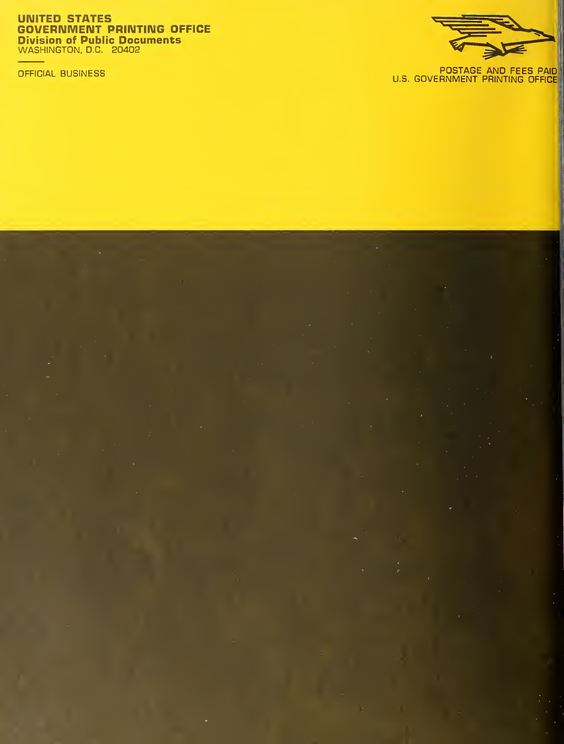**UNITED STATES**
**GOVERNMENT PRINTING OFFICE**
**Division of Public Documents**
WASHINGTON, D.C. 20402

OFFICIAL BUSINESS

POSTAGE AND FEES PAID
U.S. GOVERNMENT PRINTING OFFICE